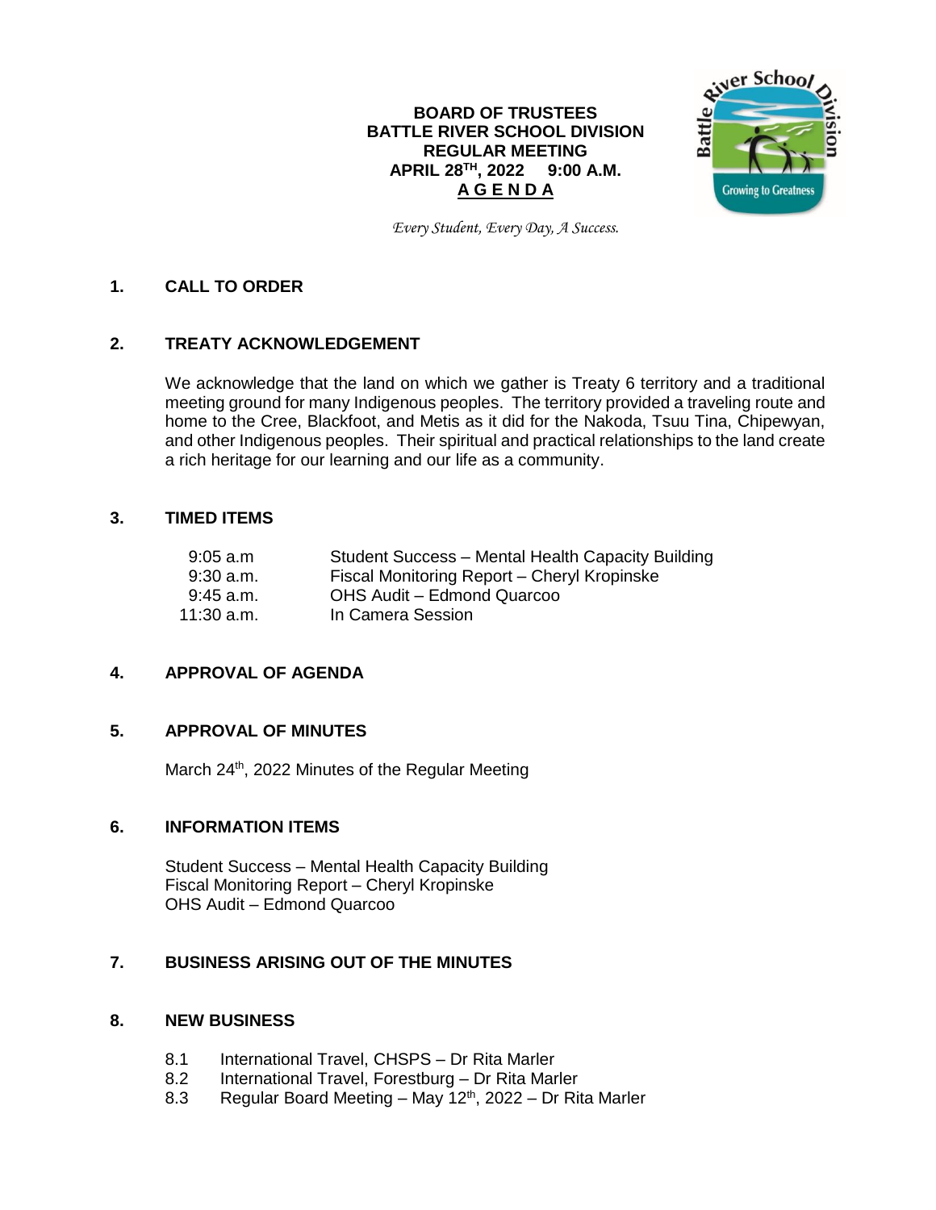**BOARD OF TRUSTEES**
**BATTLE RIVER SCHOOL DIVISION**
**REGULAR MEETING**
**APRIL 28TH, 2022 9:00 A.M.**
**A G E N D A**

*Every Student, Every Day, A Success.*

## 1. CALL TO ORDER

## 2. TREATY ACKNOWLEDGEMENT

We acknowledge that the land on which we gather is Treaty 6 territory and a traditional meeting ground for many Indigenous peoples. The territory provided a traveling route and home to the Cree, Blackfoot, and Metis as it did for the Nakoda, Tsuu Tina, Chipewyan, and other Indigenous peoples. Their spiritual and practical relationships to the land create a rich heritage for our learning and our life as a community.

## 3. TIMED ITEMS

| | |
|---|---|
| 9:05 a.m | Student Success – Mental Health Capacity Building |
| 9:30 a.m. | Fiscal Monitoring Report – Cheryl Kropinske |
| 9:45 a.m. | OHS Audit – Edmond Quarcoo |
| 11:30 a.m. | In Camera Session |

## 4. APPROVAL OF AGENDA

## 5. APPROVAL OF MINUTES

March 24th, 2022 Minutes of the Regular Meeting

## 6. INFORMATION ITEMS

Student Success – Mental Health Capacity Building
Fiscal Monitoring Report – Cheryl Kropinske
OHS Audit – Edmond Quarcoo

## 7. BUSINESS ARISING OUT OF THE MINUTES

## 8. NEW BUSINESS

8.1 International Travel, CHSPS – Dr Rita Marler
8.2 International Travel, Forestburg – Dr Rita Marler
8.3 Regular Board Meeting – May 12th, 2022 – Dr Rita Marler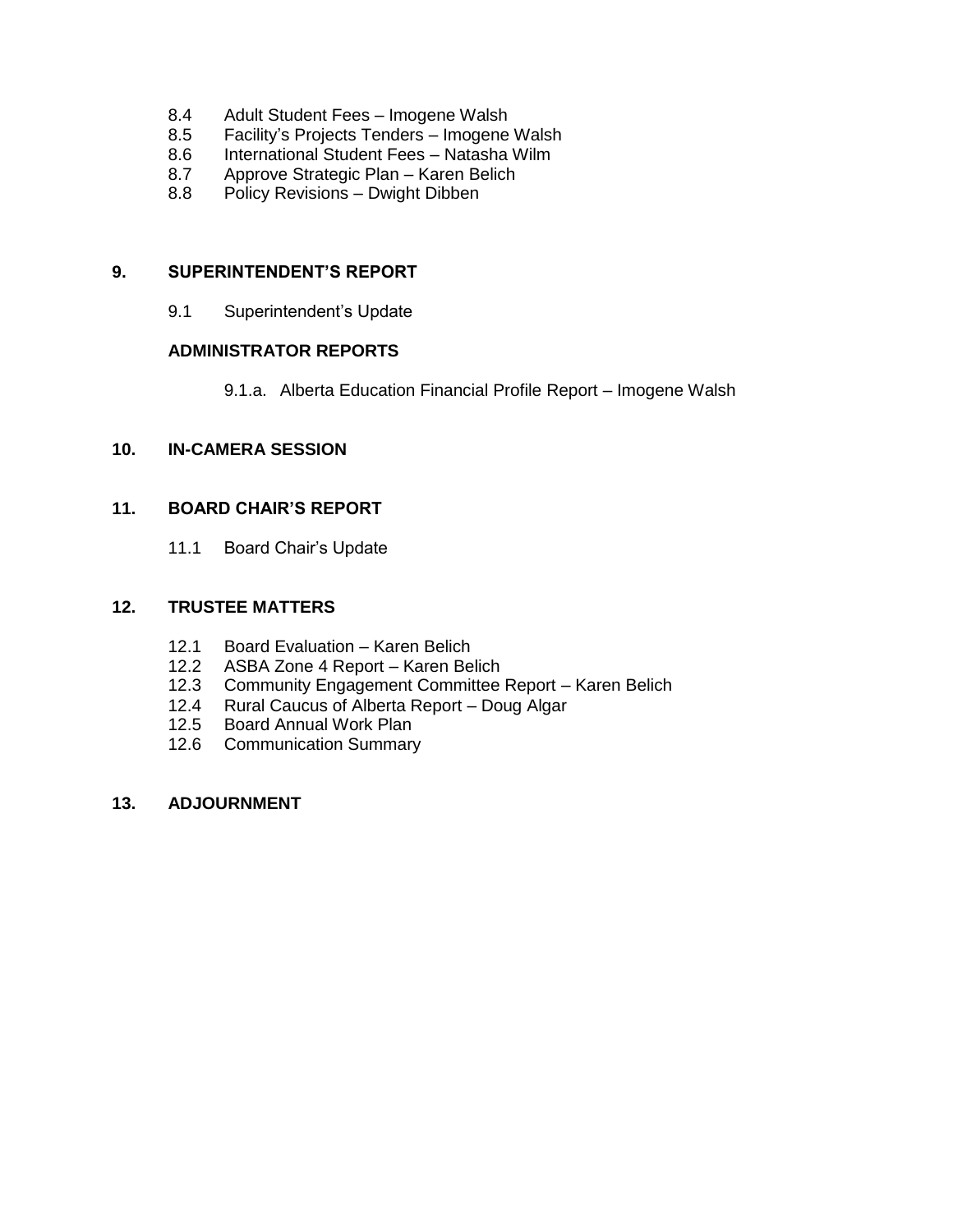8.4 Adult Student Fees – Imogene Walsh
8.5 Facility's Projects Tenders – Imogene Walsh
8.6 International Student Fees – Natasha Wilm
8.7 Approve Strategic Plan – Karen Belich
8.8 Policy Revisions – Dwight Dibben

## 9. SUPERINTENDENT'S REPORT

9.1 Superintendent's Update

### ADMINISTRATOR REPORTS

9.1.a. Alberta Education Financial Profile Report – Imogene Walsh

## 10. IN-CAMERA SESSION

## 11. BOARD CHAIR'S REPORT

11.1 Board Chair's Update

## 12. TRUSTEE MATTERS

12.1 Board Evaluation – Karen Belich
12.2 ASBA Zone 4 Report – Karen Belich
12.3 Community Engagement Committee Report – Karen Belich
12.4 Rural Caucus of Alberta Report – Doug Algar
12.5 Board Annual Work Plan
12.6 Communication Summary

## 13. ADJOURNMENT